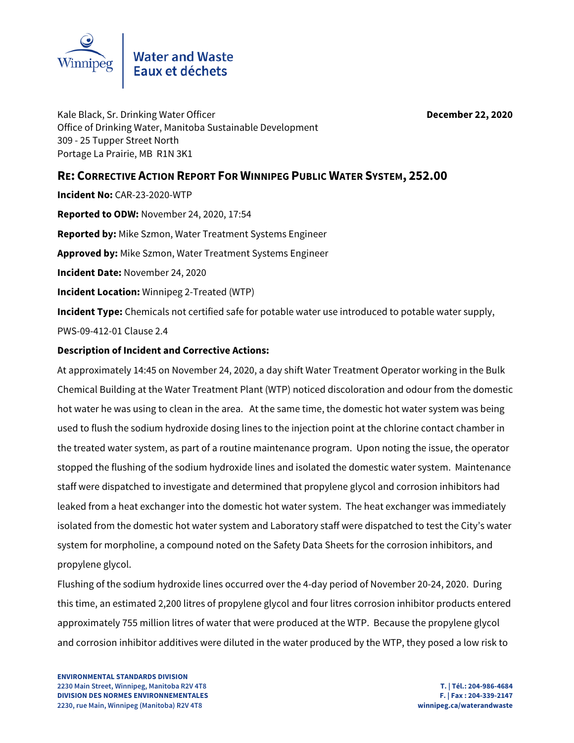Water and Waste
Eaux et déchets

Kale Black, Sr. Drinking Water Officer
Office of Drinking Water, Manitoba Sustainable Development
309 - 25 Tupper Street North
Portage La Prairie, MB R1N 3K1

**December 22, 2020**

## Re: Corrective Action Report For Winnipeg Public Water System, 252.00

**Incident No:** CAR-23-2020-WTP

**Reported to ODW:** November 24, 2020, 17:54

**Reported by:** Mike Szmon, Water Treatment Systems Engineer

**Approved by:** Mike Szmon, Water Treatment Systems Engineer

**Incident Date:** November 24, 2020

**Incident Location:** Winnipeg 2-Treated (WTP)

**Incident Type:** Chemicals not certified safe for potable water use introduced to potable water supply, PWS-09-412-01 Clause 2.4

**Description of Incident and Corrective Actions:**

At approximately 14:45 on November 24, 2020, a day shift Water Treatment Operator working in the Bulk Chemical Building at the Water Treatment Plant (WTP) noticed discoloration and odour from the domestic hot water he was using to clean in the area. At the same time, the domestic hot water system was being used to flush the sodium hydroxide dosing lines to the injection point at the chlorine contact chamber in the treated water system, as part of a routine maintenance program. Upon noting the issue, the operator stopped the flushing of the sodium hydroxide lines and isolated the domestic water system. Maintenance staff were dispatched to investigate and determined that propylene glycol and corrosion inhibitors had leaked from a heat exchanger into the domestic hot water system. The heat exchanger was immediately isolated from the domestic hot water system and Laboratory staff were dispatched to test the City's water system for morpholine, a compound noted on the Safety Data Sheets for the corrosion inhibitors, and propylene glycol.

Flushing of the sodium hydroxide lines occurred over the 4-day period of November 20-24, 2020. During this time, an estimated 2,200 litres of propylene glycol and four litres corrosion inhibitor products entered approximately 755 million litres of water that were produced at the WTP. Because the propylene glycol and corrosion inhibitor additives were diluted in the water produced by the WTP, they posed a low risk to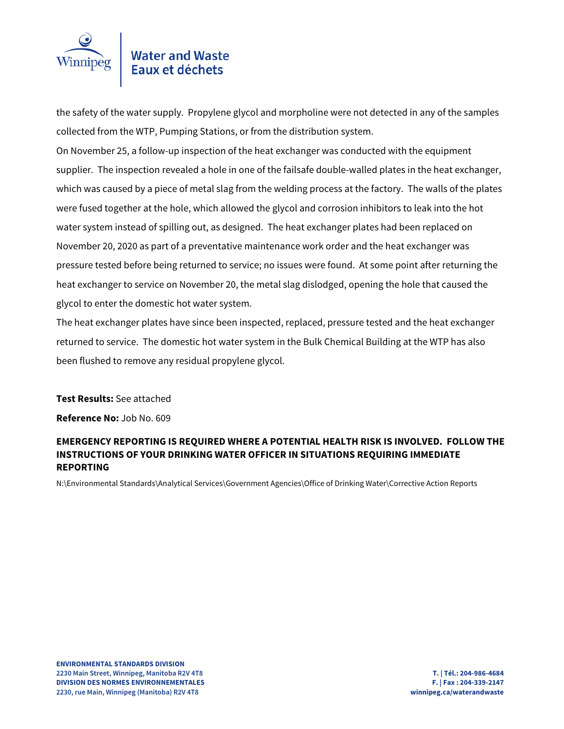the safety of the water supply. Propylene glycol and morpholine were not detected in any of the samples collected from the WTP, Pumping Stations, or from the distribution system.

On November 25, a follow-up inspection of the heat exchanger was conducted with the equipment supplier. The inspection revealed a hole in one of the failsafe double-walled plates in the heat exchanger, which was caused by a piece of metal slag from the welding process at the factory. The walls of the plates were fused together at the hole, which allowed the glycol and corrosion inhibitors to leak into the hot water system instead of spilling out, as designed. The heat exchanger plates had been replaced on November 20, 2020 as part of a preventative maintenance work order and the heat exchanger was pressure tested before being returned to service; no issues were found. At some point after returning the heat exchanger to service on November 20, the metal slag dislodged, opening the hole that caused the glycol to enter the domestic hot water system.

The heat exchanger plates have since been inspected, replaced, pressure tested and the heat exchanger returned to service. The domestic hot water system in the Bulk Chemical Building at the WTP has also been flushed to remove any residual propylene glycol.

**Test Results:** See attached

**Reference No:** Job No. 609

**EMERGENCY REPORTING IS REQUIRED WHERE A POTENTIAL HEALTH RISK IS INVOLVED. FOLLOW THE INSTRUCTIONS OF YOUR DRINKING WATER OFFICER IN SITUATIONS REQUIRING IMMEDIATE REPORTING**

N:\Environmental Standards\Analytical Services\Government Agencies\Office of Drinking Water\Corrective Action Reports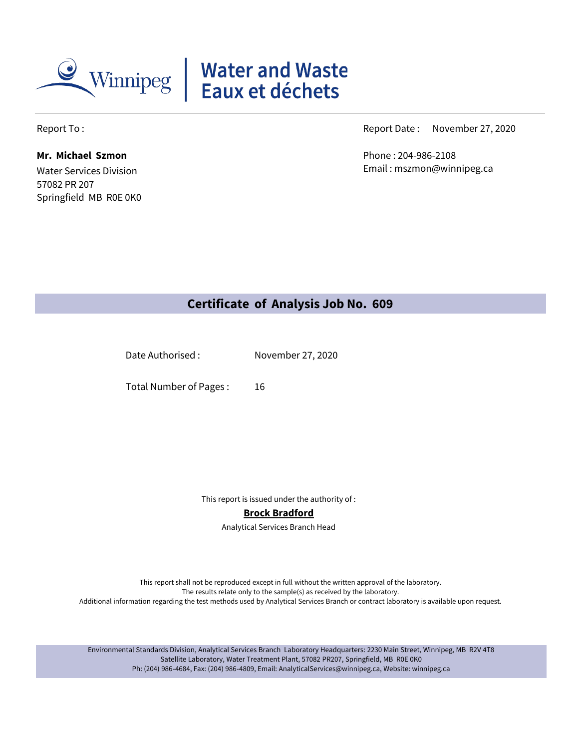Winnipeg | Water and Waste
Eaux et déchets

Report To :

**Mr. Michael Szmon**
Water Services Division
57082 PR 207
Springfield MB R0E 0K0

Report Date : November 27, 2020

Phone : 204-986-2108
Email : mszmon@winnipeg.ca

## Certificate of Analysis Job No. 609

Date Authorised : November 27, 2020

Total Number of Pages : 16

This report is issued under the authority of :

**Brock Bradford**
Analytical Services Branch Head

This report shall not be reproduced except in full without the written approval of the laboratory.
The results relate only to the sample(s) as received by the laboratory.
Additional information regarding the test methods used by Analytical Services Branch or contract laboratory is available upon request.

Environmental Standards Division, Analytical Services Branch Laboratory Headquarters: 2230 Main Street, Winnipeg, MB R2V 4T8
Satellite Laboratory, Water Treatment Plant, 57082 PR207, Springfield, MB R0E 0K0
Ph: (204) 986-4684, Fax: (204) 986-4809, Email: AnalyticalServices@winnipeg.ca, Website: winnipeg.ca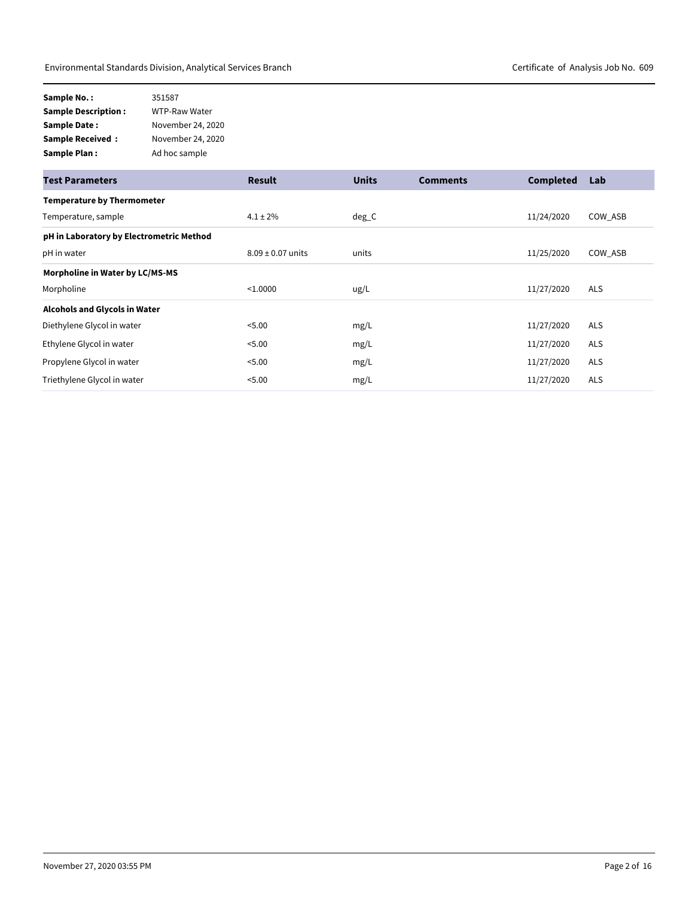| | |
|---|---|
| **Sample No. :** | 351587 |
| **Sample Description :** | WTP-Raw Water |
| **Sample Date :** | November 24, 2020 |
| **Sample Received :** | November 24, 2020 |
| **Sample Plan :** | Ad hoc sample |

| Test Parameters | Result | Units | Comments | Completed | Lab |
|---|---|---|---|---|---|
| **Temperature by Thermometer** | | | | | |
| Temperature, sample | 4.1 ± 2% | deg_C | | 11/24/2020 | COW_ASB |
| **pH in Laboratory by Electrometric Method** | | | | | |
| pH in water | 8.09 ± 0.07 units | units | | 11/25/2020 | COW_ASB |
| **Morpholine in Water by LC/MS-MS** | | | | | |
| Morpholine | <1.0000 | ug/L | | 11/27/2020 | ALS |
| **Alcohols and Glycols in Water** | | | | | |
| Diethylene Glycol in water | <5.00 | mg/L | | 11/27/2020 | ALS |
| Ethylene Glycol in water | <5.00 | mg/L | | 11/27/2020 | ALS |
| Propylene Glycol in water | <5.00 | mg/L | | 11/27/2020 | ALS |
| Triethylene Glycol in water | <5.00 | mg/L | | 11/27/2020 | ALS |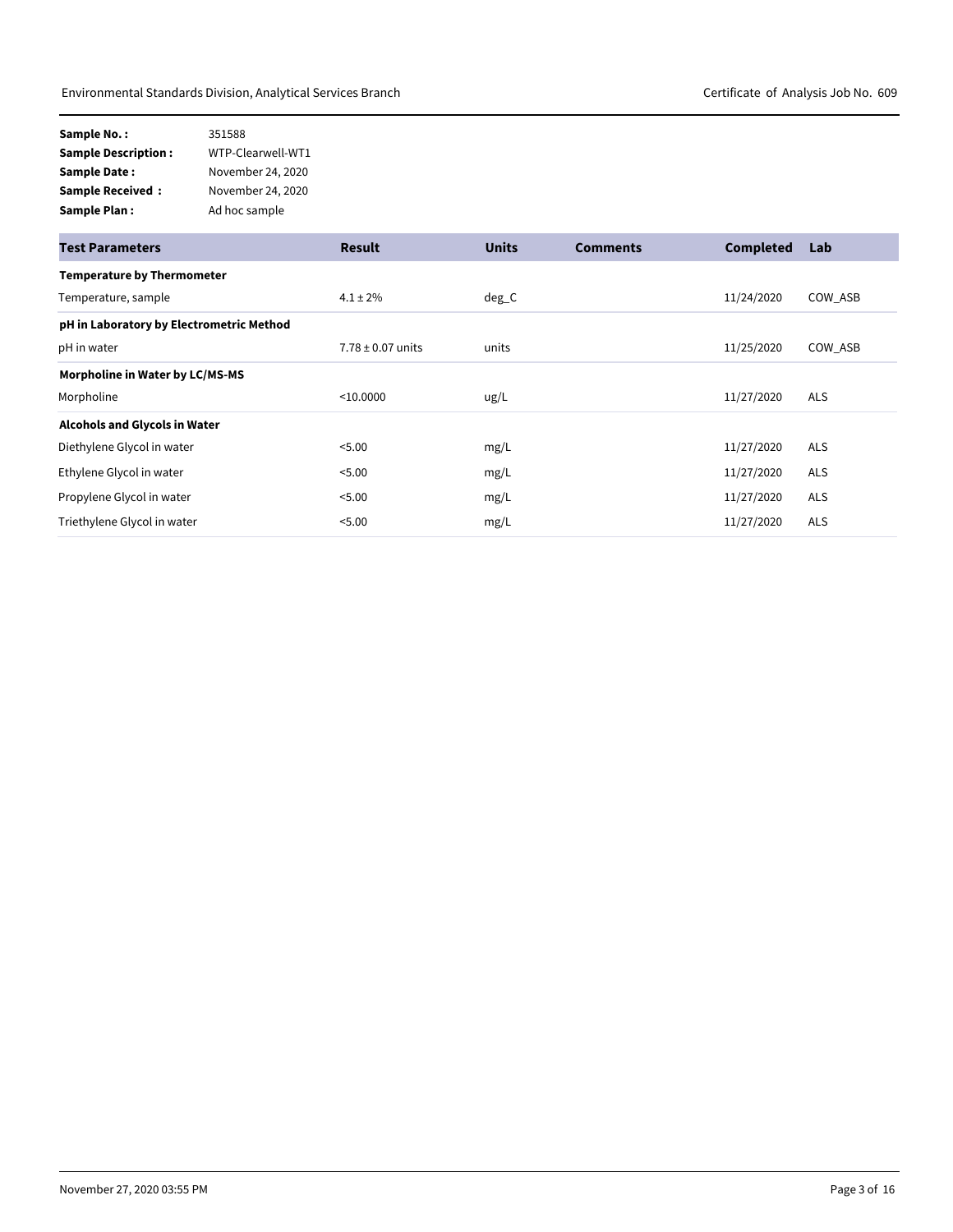**Sample No. :** 351588
**Sample Description :** WTP-Clearwell-WT1
**Sample Date :** November 24, 2020
**Sample Received :** November 24, 2020
**Sample Plan :** Ad hoc sample

| Test Parameters | Result | Units | Comments | Completed | Lab |
|---|---|---|---|---|---|
| **Temperature by Thermometer** | | | | | |
| Temperature, sample | 4.1 ± 2% | deg_C | | 11/24/2020 | COW_ASB |
| **pH in Laboratory by Electrometric Method** | | | | | |
| pH in water | 7.78 ± 0.07 units | units | | 11/25/2020 | COW_ASB |
| **Morpholine in Water by LC/MS-MS** | | | | | |
| Morpholine | <10.0000 | ug/L | | 11/27/2020 | ALS |
| **Alcohols and Glycols in Water** | | | | | |
| Diethylene Glycol in water | <5.00 | mg/L | | 11/27/2020 | ALS |
| Ethylene Glycol in water | <5.00 | mg/L | | 11/27/2020 | ALS |
| Propylene Glycol in water | <5.00 | mg/L | | 11/27/2020 | ALS |
| Triethylene Glycol in water | <5.00 | mg/L | | 11/27/2020 | ALS |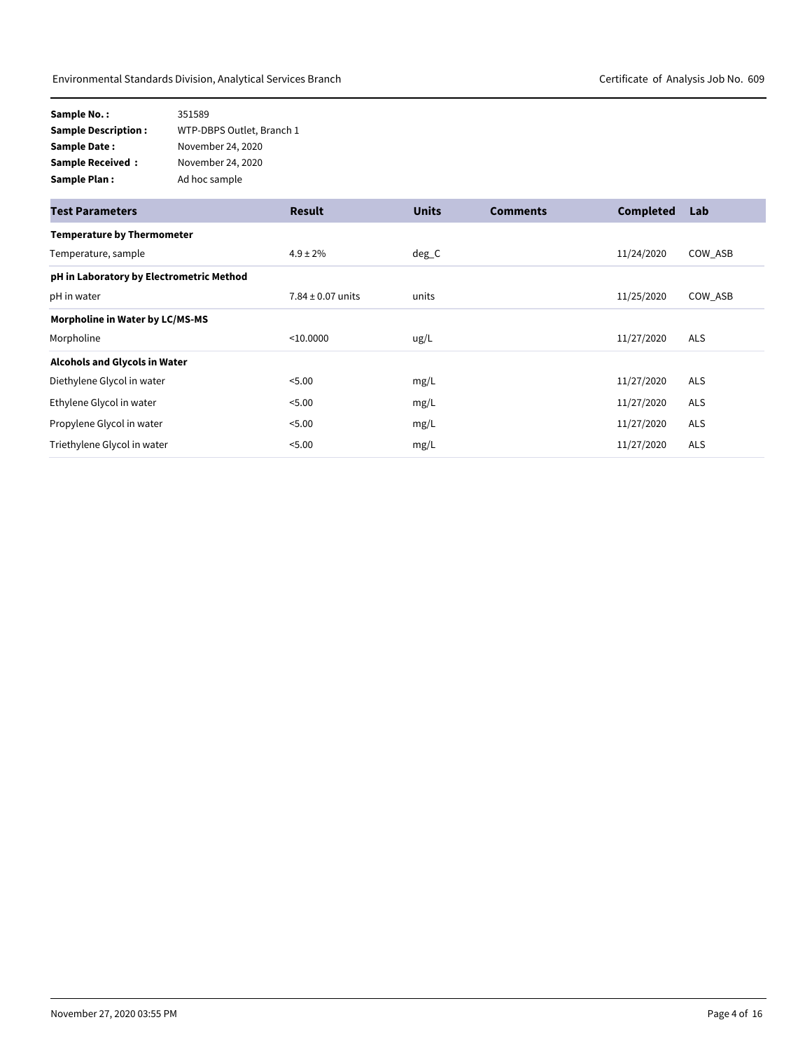**Sample No. :** 351589
**Sample Description :** WTP-DBPS Outlet, Branch 1
**Sample Date :** November 24, 2020
**Sample Received :** November 24, 2020
**Sample Plan :** Ad hoc sample

| Test Parameters | Result | Units | Comments | Completed | Lab |
|---|---|---|---|---|---|
| **Temperature by Thermometer** | | | | | |
| Temperature, sample | 4.9 ± 2% | deg_C | | 11/24/2020 | COW_ASB |
| **pH in Laboratory by Electrometric Method** | | | | | |
| pH in water | 7.84 ± 0.07 units | units | | 11/25/2020 | COW_ASB |
| **Morpholine in Water by LC/MS-MS** | | | | | |
| Morpholine | <10.0000 | ug/L | | 11/27/2020 | ALS |
| **Alcohols and Glycols in Water** | | | | | |
| Diethylene Glycol in water | <5.00 | mg/L | | 11/27/2020 | ALS |
| Ethylene Glycol in water | <5.00 | mg/L | | 11/27/2020 | ALS |
| Propylene Glycol in water | <5.00 | mg/L | | 11/27/2020 | ALS |
| Triethylene Glycol in water | <5.00 | mg/L | | 11/27/2020 | ALS |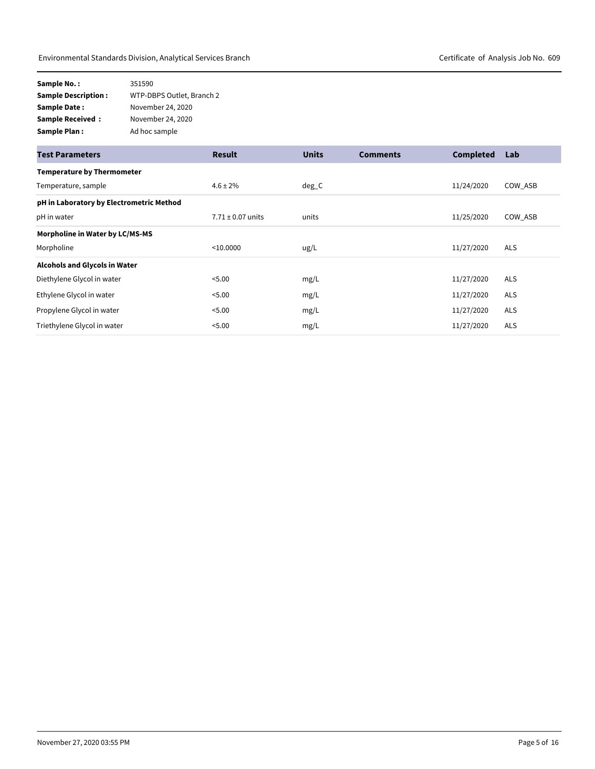| | |
|---|---|
| **Sample No. :** | 351590 |
| **Sample Description :** | WTP-DBPS Outlet, Branch 2 |
| **Sample Date :** | November 24, 2020 |
| **Sample Received :** | November 24, 2020 |
| **Sample Plan :** | Ad hoc sample |

| Test Parameters | Result | Units | Comments | Completed | Lab |
|---|---|---|---|---|---|
| **Temperature by Thermometer** | | | | | |
| Temperature, sample | 4.6 ± 2% | deg_C | | 11/24/2020 | COW_ASB |
| **pH in Laboratory by Electrometric Method** | | | | | |
| pH in water | 7.71 ± 0.07 units | units | | 11/25/2020 | COW_ASB |
| **Morpholine in Water by LC/MS-MS** | | | | | |
| Morpholine | <10.0000 | ug/L | | 11/27/2020 | ALS |
| **Alcohols and Glycols in Water** | | | | | |
| Diethylene Glycol in water | <5.00 | mg/L | | 11/27/2020 | ALS |
| Ethylene Glycol in water | <5.00 | mg/L | | 11/27/2020 | ALS |
| Propylene Glycol in water | <5.00 | mg/L | | 11/27/2020 | ALS |
| Triethylene Glycol in water | <5.00 | mg/L | | 11/27/2020 | ALS |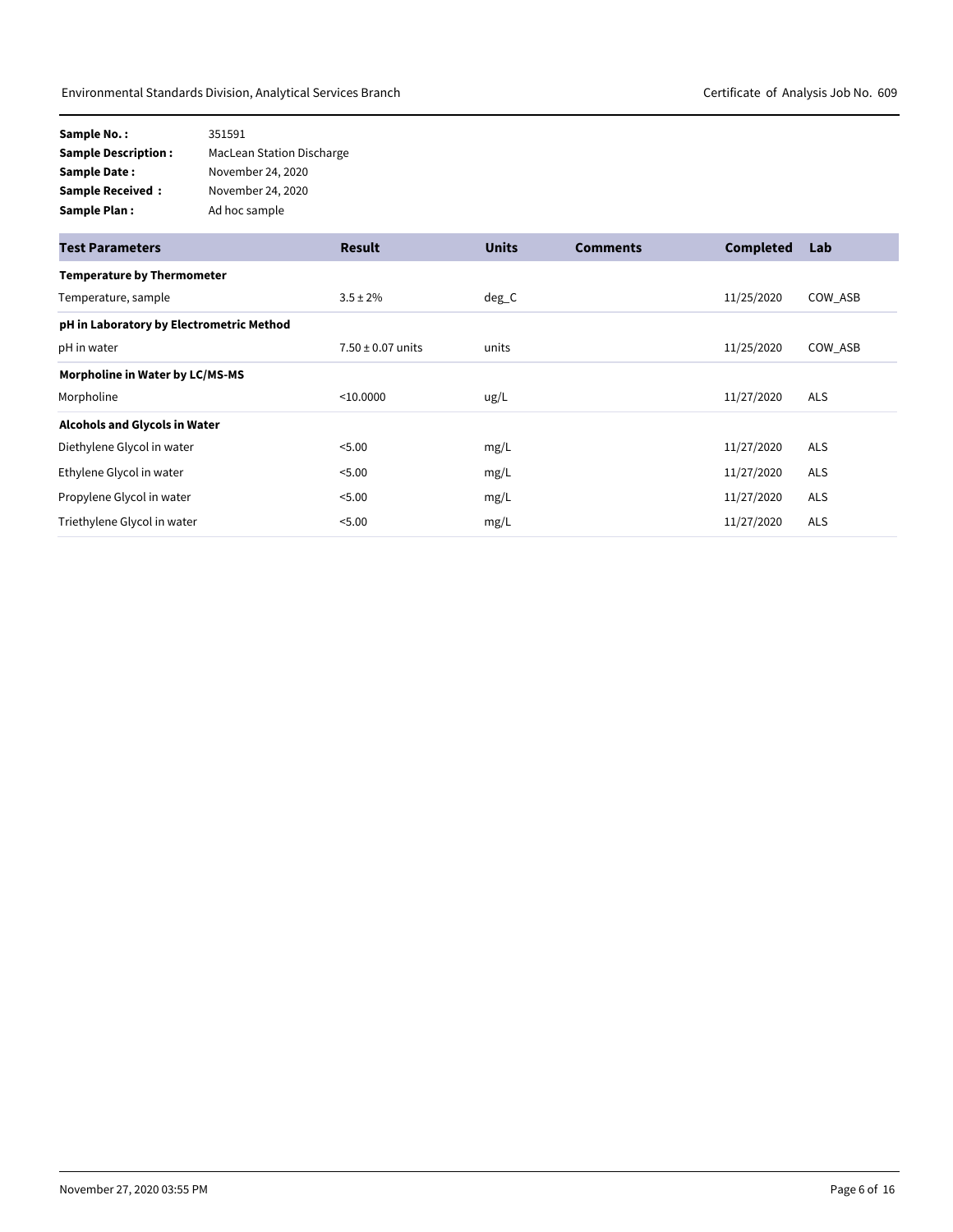**Sample No. :** 351591
**Sample Description :** MacLean Station Discharge
**Sample Date :** November 24, 2020
**Sample Received :** November 24, 2020
**Sample Plan :** Ad hoc sample

| Test Parameters | Result | Units | Comments | Completed | Lab |
|---|---|---|---|---|---|
| **Temperature by Thermometer** | | | | | |
| Temperature, sample | 3.5 ± 2% | deg_C | | 11/25/2020 | COW_ASB |
| **pH in Laboratory by Electrometric Method** | | | | | |
| pH in water | 7.50 ± 0.07 units | units | | 11/25/2020 | COW_ASB |
| **Morpholine in Water by LC/MS-MS** | | | | | |
| Morpholine | <10.0000 | ug/L | | 11/27/2020 | ALS |
| **Alcohols and Glycols in Water** | | | | | |
| Diethylene Glycol in water | <5.00 | mg/L | | 11/27/2020 | ALS |
| Ethylene Glycol in water | <5.00 | mg/L | | 11/27/2020 | ALS |
| Propylene Glycol in water | <5.00 | mg/L | | 11/27/2020 | ALS |
| Triethylene Glycol in water | <5.00 | mg/L | | 11/27/2020 | ALS |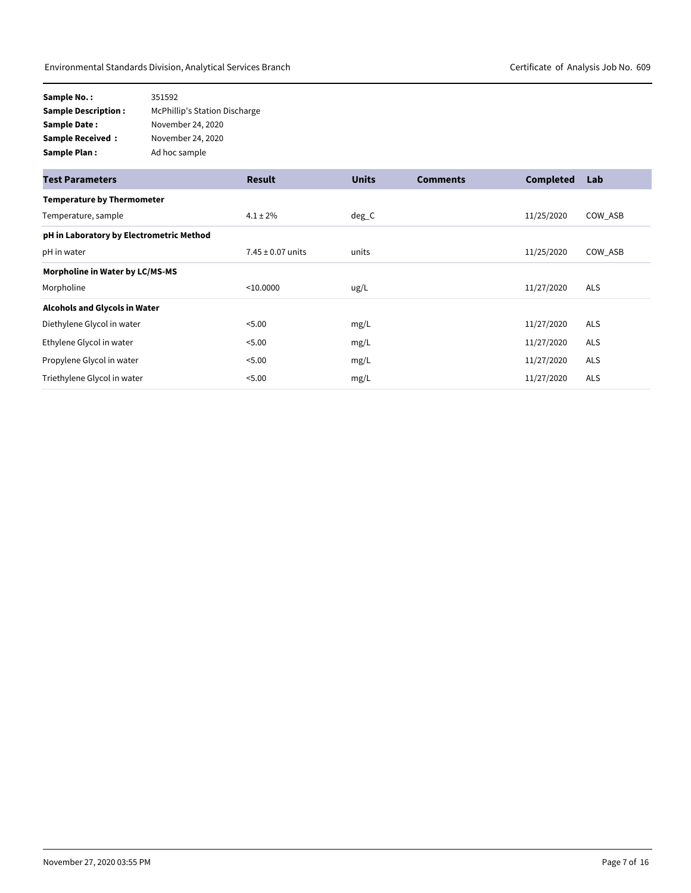**Sample No. :** 351592
**Sample Description :** McPhillip's Station Discharge
**Sample Date :** November 24, 2020
**Sample Received :** November 24, 2020
**Sample Plan :** Ad hoc sample

| Test Parameters | Result | Units | Comments | Completed | Lab |
|---|---|---|---|---|---|
| **Temperature by Thermometer** | | | | | |
| Temperature, sample | 4.1 ± 2% | deg_C | | 11/25/2020 | COW_ASB |
| **pH in Laboratory by Electrometric Method** | | | | | |
| pH in water | 7.45 ± 0.07 units | units | | 11/25/2020 | COW_ASB |
| **Morpholine in Water by LC/MS-MS** | | | | | |
| Morpholine | <10.0000 | ug/L | | 11/27/2020 | ALS |
| **Alcohols and Glycols in Water** | | | | | |
| Diethylene Glycol in water | <5.00 | mg/L | | 11/27/2020 | ALS |
| Ethylene Glycol in water | <5.00 | mg/L | | 11/27/2020 | ALS |
| Propylene Glycol in water | <5.00 | mg/L | | 11/27/2020 | ALS |
| Triethylene Glycol in water | <5.00 | mg/L | | 11/27/2020 | ALS |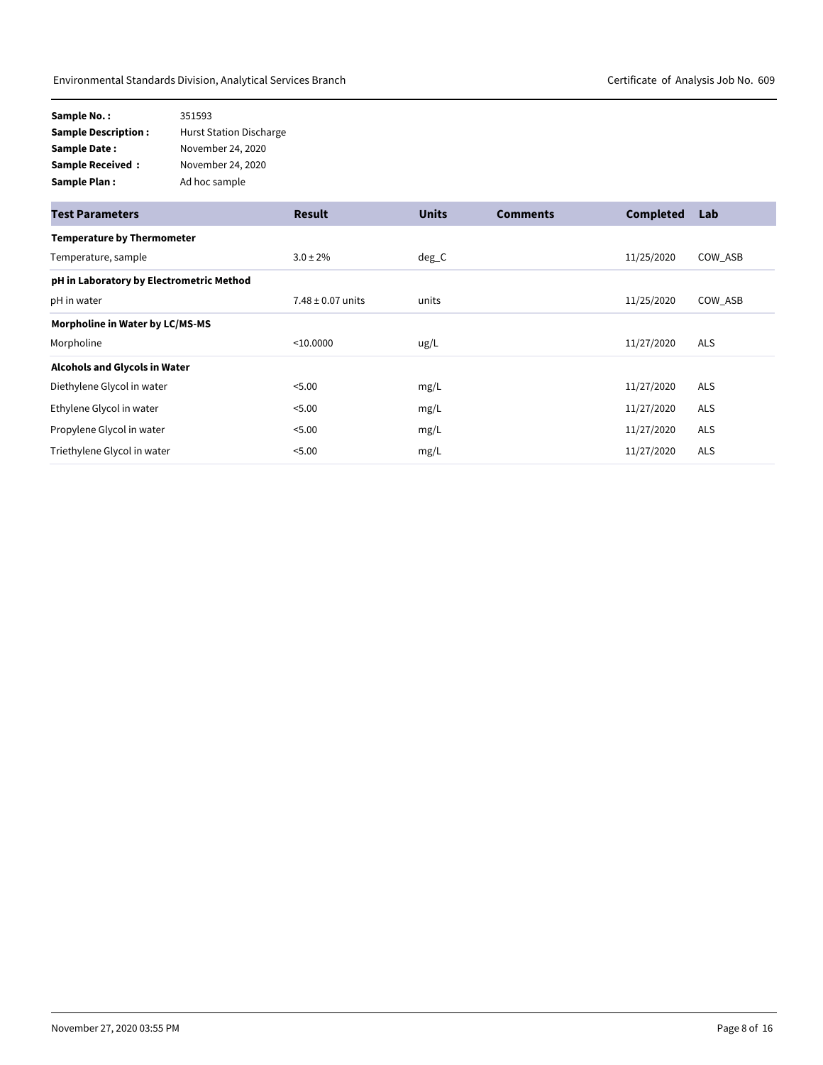**Sample No. :** 351593
**Sample Description :** Hurst Station Discharge
**Sample Date :** November 24, 2020
**Sample Received :** November 24, 2020
**Sample Plan :** Ad hoc sample

| Test Parameters | Result | Units | Comments | Completed | Lab |
|---|---|---|---|---|---|
| **Temperature by Thermometer** | | | | | |
| Temperature, sample | 3.0 ± 2% | deg_C | | 11/25/2020 | COW_ASB |
| **pH in Laboratory by Electrometric Method** | | | | | |
| pH in water | 7.48 ± 0.07 units | units | | 11/25/2020 | COW_ASB |
| **Morpholine in Water by LC/MS-MS** | | | | | |
| Morpholine | <10.0000 | ug/L | | 11/27/2020 | ALS |
| **Alcohols and Glycols in Water** | | | | | |
| Diethylene Glycol in water | <5.00 | mg/L | | 11/27/2020 | ALS |
| Ethylene Glycol in water | <5.00 | mg/L | | 11/27/2020 | ALS |
| Propylene Glycol in water | <5.00 | mg/L | | 11/27/2020 | ALS |
| Triethylene Glycol in water | <5.00 | mg/L | | 11/27/2020 | ALS |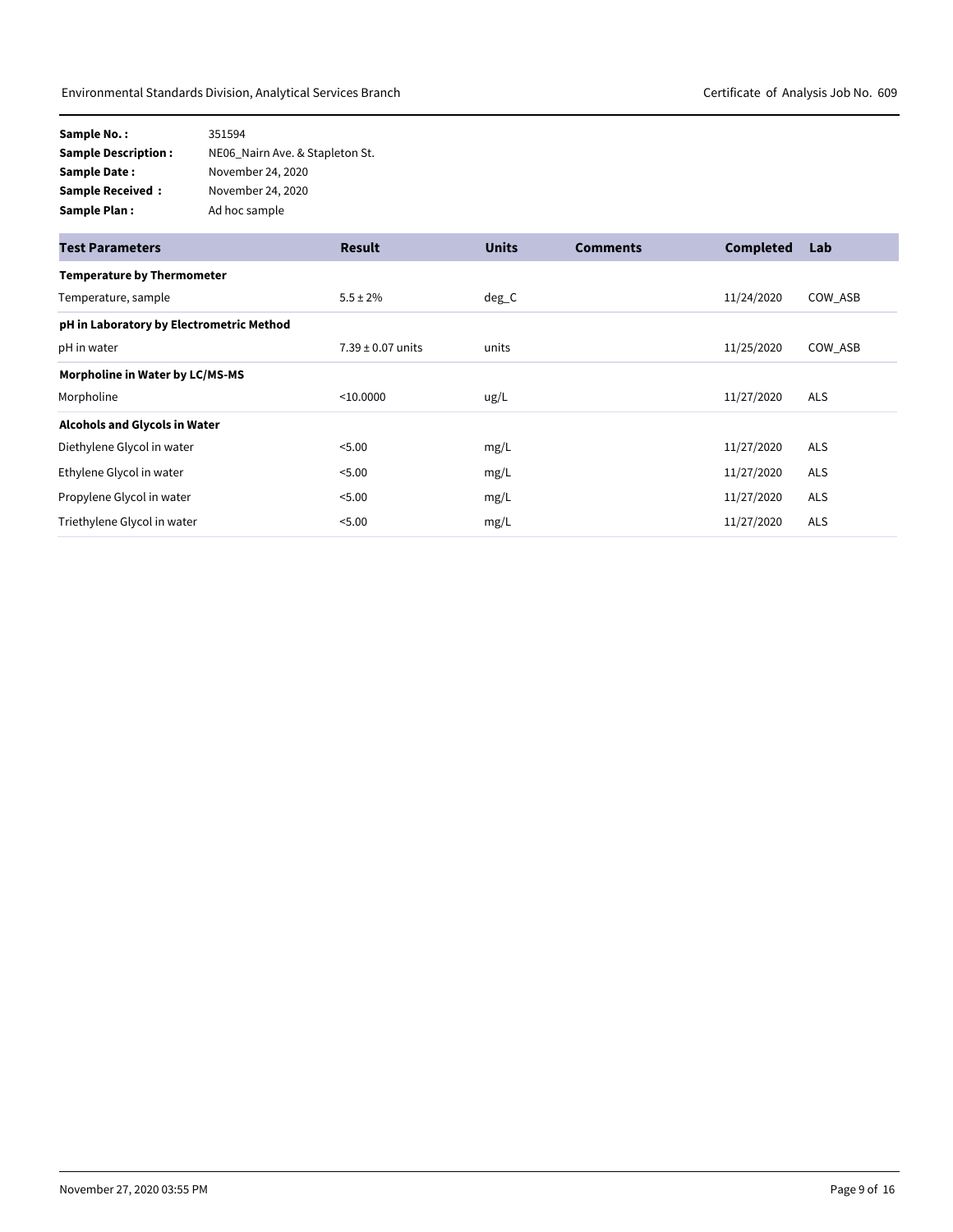**Sample No. :** 351594
**Sample Description :** NE06_Nairn Ave. & Stapleton St.
**Sample Date :** November 24, 2020
**Sample Received :** November 24, 2020
**Sample Plan :** Ad hoc sample

| Test Parameters | Result | Units | Comments | Completed | Lab |
|---|---|---|---|---|---|
| **Temperature by Thermometer** | | | | | |
| Temperature, sample | 5.5 ± 2% | deg_C | | 11/24/2020 | COW_ASB |
| **pH in Laboratory by Electrometric Method** | | | | | |
| pH in water | 7.39 ± 0.07 units | units | | 11/25/2020 | COW_ASB |
| **Morpholine in Water by LC/MS-MS** | | | | | |
| Morpholine | <10.0000 | ug/L | | 11/27/2020 | ALS |
| **Alcohols and Glycols in Water** | | | | | |
| Diethylene Glycol in water | <5.00 | mg/L | | 11/27/2020 | ALS |
| Ethylene Glycol in water | <5.00 | mg/L | | 11/27/2020 | ALS |
| Propylene Glycol in water | <5.00 | mg/L | | 11/27/2020 | ALS |
| Triethylene Glycol in water | <5.00 | mg/L | | 11/27/2020 | ALS |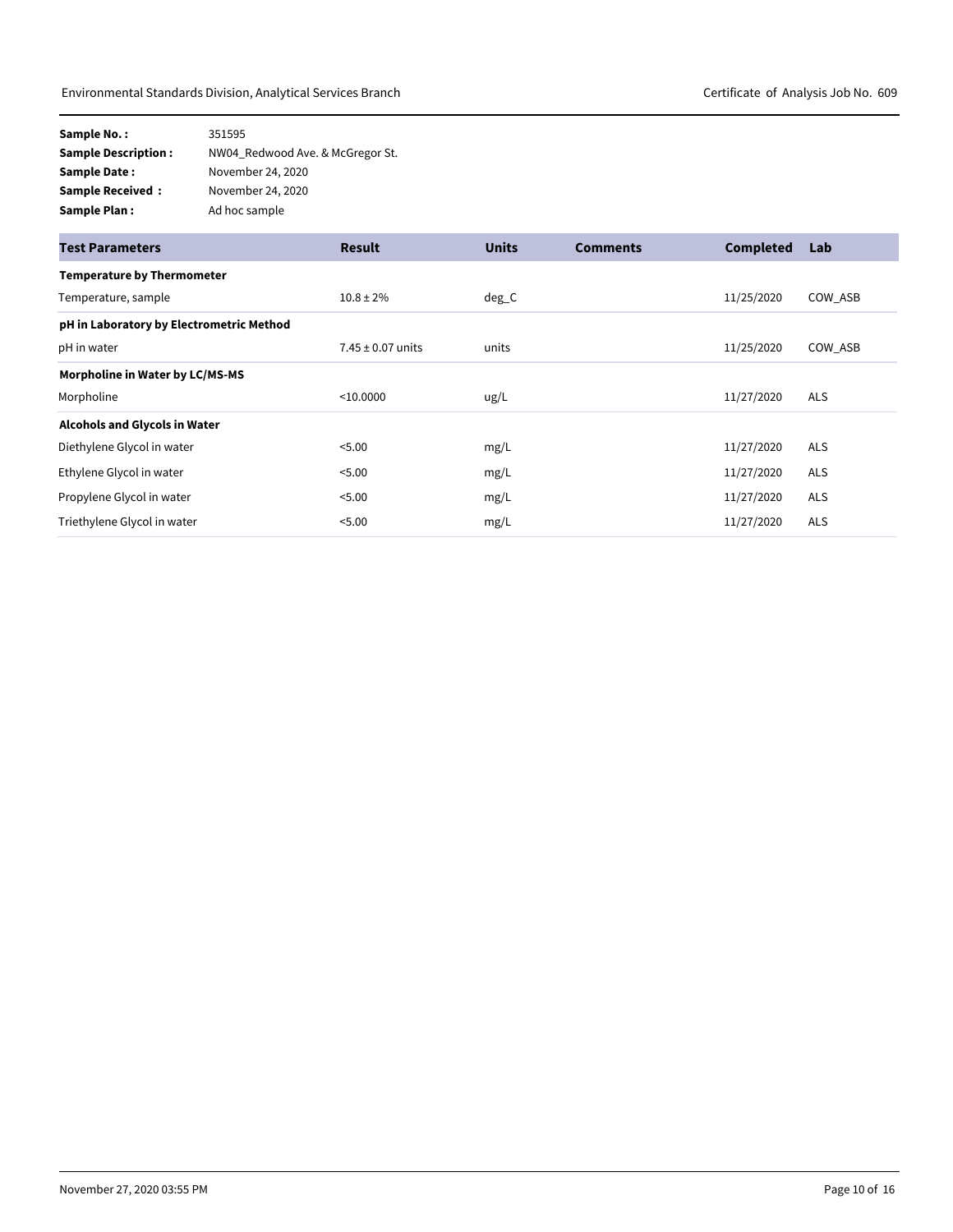**Sample No. :** 351595
**Sample Description :** NW04_Redwood Ave. & McGregor St.
**Sample Date :** November 24, 2020
**Sample Received :** November 24, 2020
**Sample Plan :** Ad hoc sample

| Test Parameters | Result | Units | Comments | Completed | Lab |
|---|---|---|---|---|---|
| **Temperature by Thermometer** | | | | | |
| Temperature, sample | 10.8 ± 2% | deg_C | | 11/25/2020 | COW_ASB |
| **pH in Laboratory by Electrometric Method** | | | | | |
| pH in water | 7.45 ± 0.07 units | units | | 11/25/2020 | COW_ASB |
| **Morpholine in Water by LC/MS-MS** | | | | | |
| Morpholine | <10.0000 | ug/L | | 11/27/2020 | ALS |
| **Alcohols and Glycols in Water** | | | | | |
| Diethylene Glycol in water | <5.00 | mg/L | | 11/27/2020 | ALS |
| Ethylene Glycol in water | <5.00 | mg/L | | 11/27/2020 | ALS |
| Propylene Glycol in water | <5.00 | mg/L | | 11/27/2020 | ALS |
| Triethylene Glycol in water | <5.00 | mg/L | | 11/27/2020 | ALS |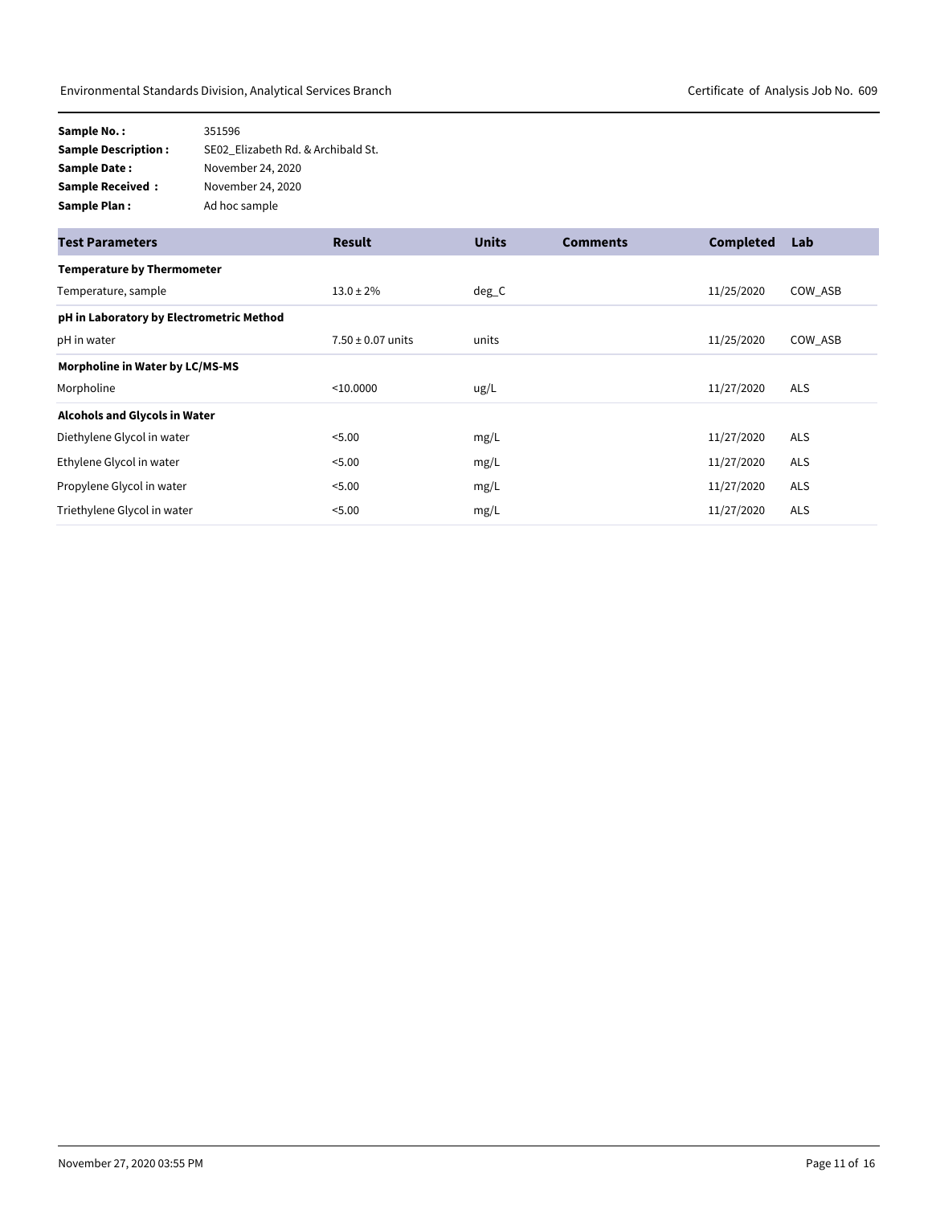**Sample No. :** 351596
**Sample Description :** SE02_Elizabeth Rd. & Archibald St.
**Sample Date :** November 24, 2020
**Sample Received :** November 24, 2020
**Sample Plan :** Ad hoc sample

| Test Parameters | Result | Units | Comments | Completed | Lab |
|---|---|---|---|---|---|
| **Temperature by Thermometer** | | | | | |
| Temperature, sample | 13.0 ± 2% | deg_C | | 11/25/2020 | COW_ASB |
| **pH in Laboratory by Electrometric Method** | | | | | |
| pH in water | 7.50 ± 0.07 units | units | | 11/25/2020 | COW_ASB |
| **Morpholine in Water by LC/MS-MS** | | | | | |
| Morpholine | <10.0000 | ug/L | | 11/27/2020 | ALS |
| **Alcohols and Glycols in Water** | | | | | |
| Diethylene Glycol in water | <5.00 | mg/L | | 11/27/2020 | ALS |
| Ethylene Glycol in water | <5.00 | mg/L | | 11/27/2020 | ALS |
| Propylene Glycol in water | <5.00 | mg/L | | 11/27/2020 | ALS |
| Triethylene Glycol in water | <5.00 | mg/L | | 11/27/2020 | ALS |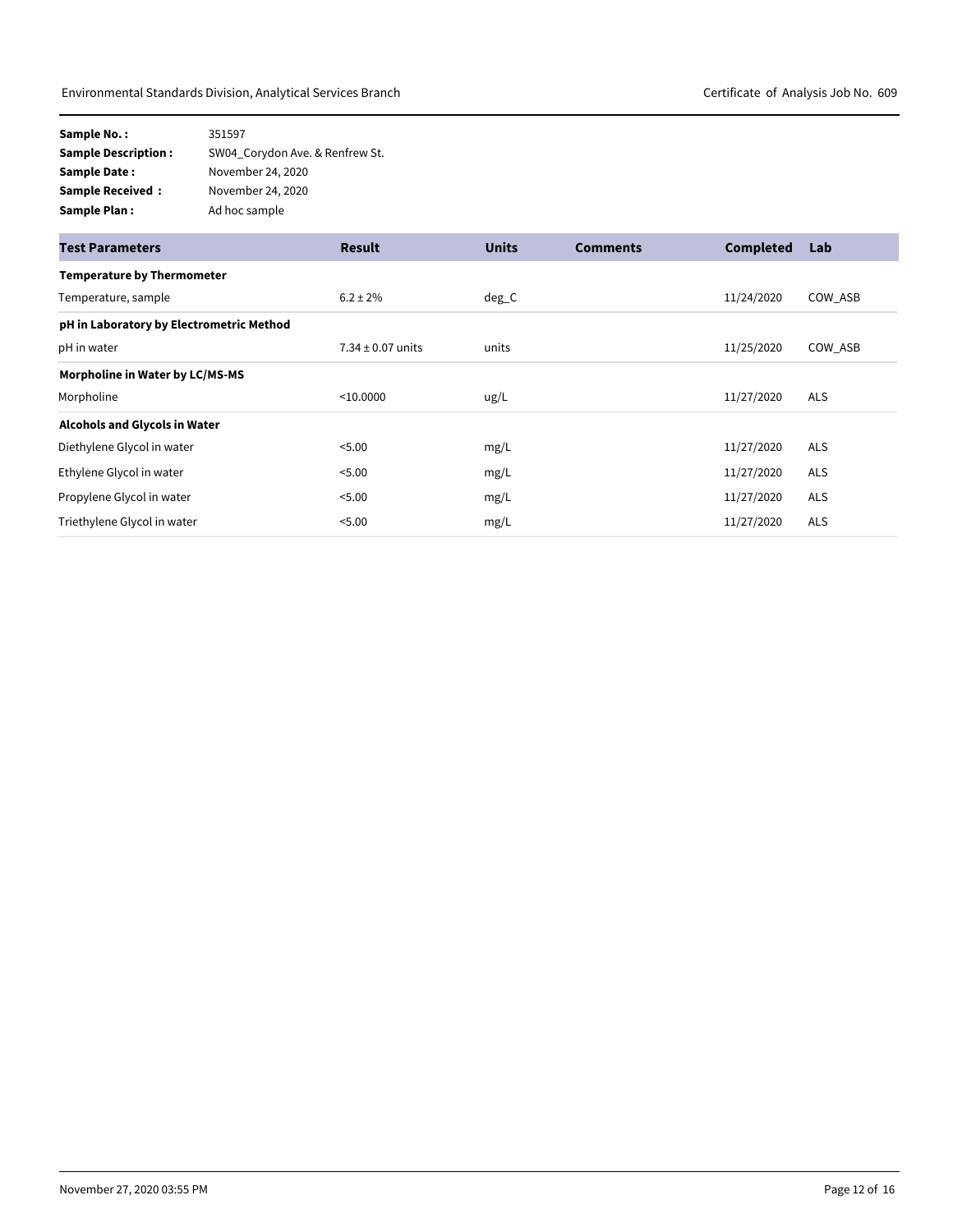**Sample No. :** 351597
**Sample Description :** SW04_Corydon Ave. & Renfrew St.
**Sample Date :** November 24, 2020
**Sample Received :** November 24, 2020
**Sample Plan :** Ad hoc sample

| Test Parameters | Result | Units | Comments | Completed | Lab |
|---|---|---|---|---|---|
| **Temperature by Thermometer** | | | | | |
| Temperature, sample | 6.2 ± 2% | deg_C | | 11/24/2020 | COW_ASB |
| **pH in Laboratory by Electrometric Method** | | | | | |
| pH in water | 7.34 ± 0.07 units | units | | 11/25/2020 | COW_ASB |
| **Morpholine in Water by LC/MS-MS** | | | | | |
| Morpholine | <10.0000 | ug/L | | 11/27/2020 | ALS |
| **Alcohols and Glycols in Water** | | | | | |
| Diethylene Glycol in water | <5.00 | mg/L | | 11/27/2020 | ALS |
| Ethylene Glycol in water | <5.00 | mg/L | | 11/27/2020 | ALS |
| Propylene Glycol in water | <5.00 | mg/L | | 11/27/2020 | ALS |
| Triethylene Glycol in water | <5.00 | mg/L | | 11/27/2020 | ALS |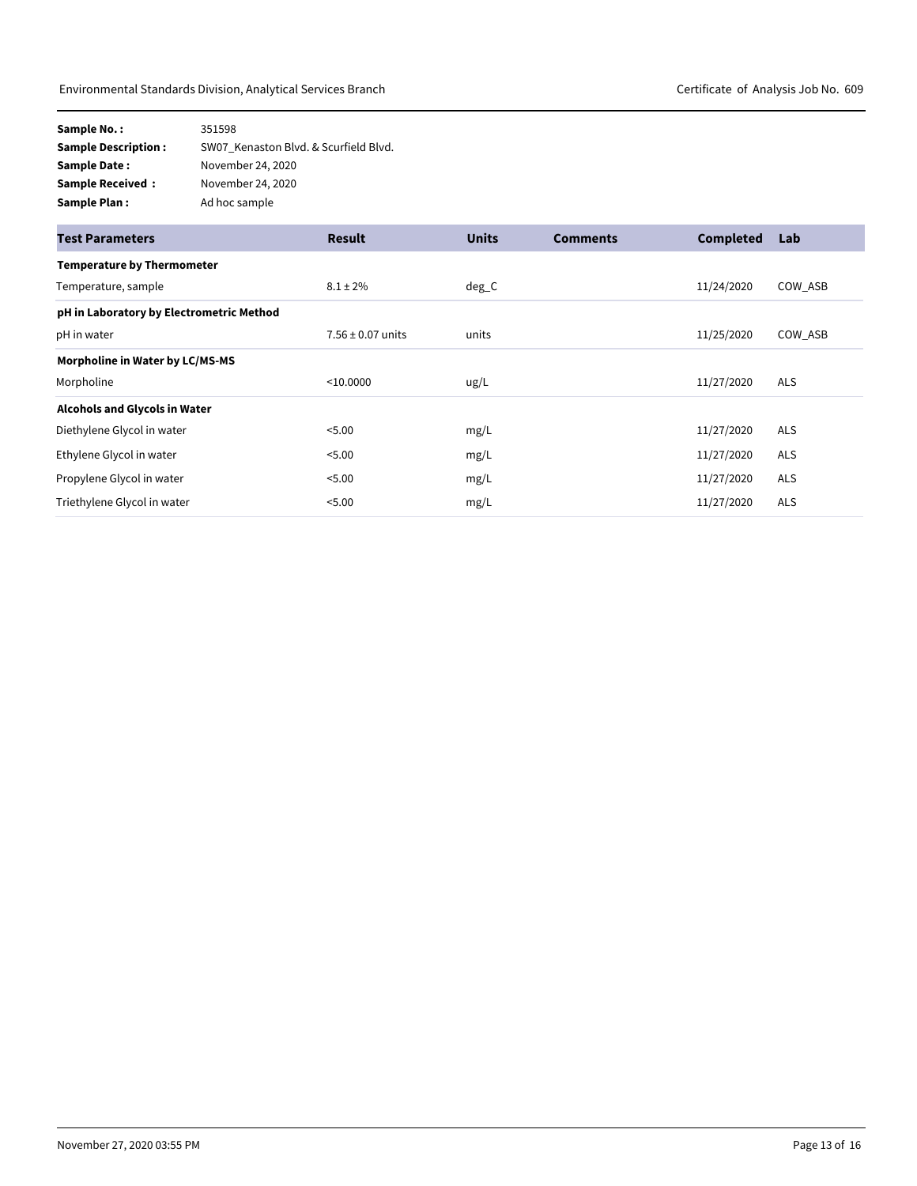**Sample No. :** 351598
**Sample Description :** SW07_Kenaston Blvd. & Scurfield Blvd.
**Sample Date :** November 24, 2020
**Sample Received :** November 24, 2020
**Sample Plan :** Ad hoc sample

| Test Parameters | Result | Units | Comments | Completed | Lab |
|---|---|---|---|---|---|
| **Temperature by Thermometer** | | | | | |
| Temperature, sample | 8.1 ± 2% | deg_C | | 11/24/2020 | COW_ASB |
| **pH in Laboratory by Electrometric Method** | | | | | |
| pH in water | 7.56 ± 0.07 units | units | | 11/25/2020 | COW_ASB |
| **Morpholine in Water by LC/MS-MS** | | | | | |
| Morpholine | <10.0000 | ug/L | | 11/27/2020 | ALS |
| **Alcohols and Glycols in Water** | | | | | |
| Diethylene Glycol in water | <5.00 | mg/L | | 11/27/2020 | ALS |
| Ethylene Glycol in water | <5.00 | mg/L | | 11/27/2020 | ALS |
| Propylene Glycol in water | <5.00 | mg/L | | 11/27/2020 | ALS |
| Triethylene Glycol in water | <5.00 | mg/L | | 11/27/2020 | ALS |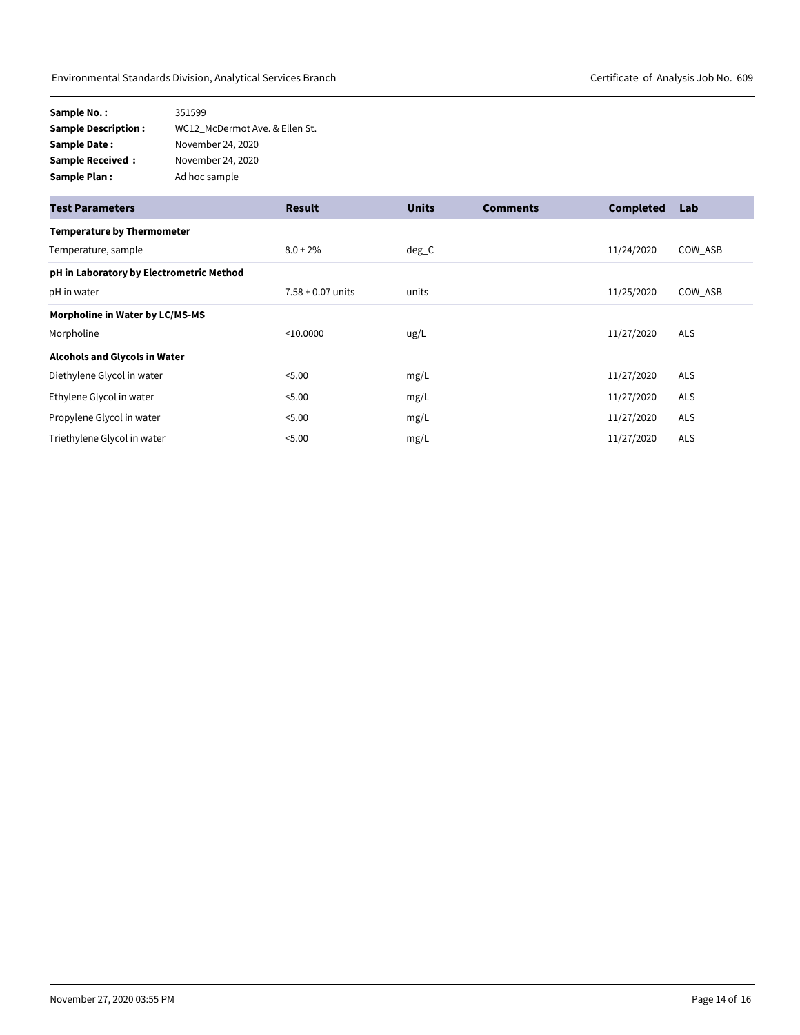**Sample No. :** 351599
**Sample Description :** WC12_McDermot Ave. & Ellen St.
**Sample Date :** November 24, 2020
**Sample Received :** November 24, 2020
**Sample Plan :** Ad hoc sample

| Test Parameters | Result | Units | Comments | Completed | Lab |
|---|---|---|---|---|---|
| **Temperature by Thermometer** | | | | | |
| Temperature, sample | 8.0 ± 2% | deg_C | | 11/24/2020 | COW_ASB |
| **pH in Laboratory by Electrometric Method** | | | | | |
| pH in water | 7.58 ± 0.07 units | units | | 11/25/2020 | COW_ASB |
| **Morpholine in Water by LC/MS-MS** | | | | | |
| Morpholine | <10.0000 | ug/L | | 11/27/2020 | ALS |
| **Alcohols and Glycols in Water** | | | | | |
| Diethylene Glycol in water | <5.00 | mg/L | | 11/27/2020 | ALS |
| Ethylene Glycol in water | <5.00 | mg/L | | 11/27/2020 | ALS |
| Propylene Glycol in water | <5.00 | mg/L | | 11/27/2020 | ALS |
| Triethylene Glycol in water | <5.00 | mg/L | | 11/27/2020 | ALS |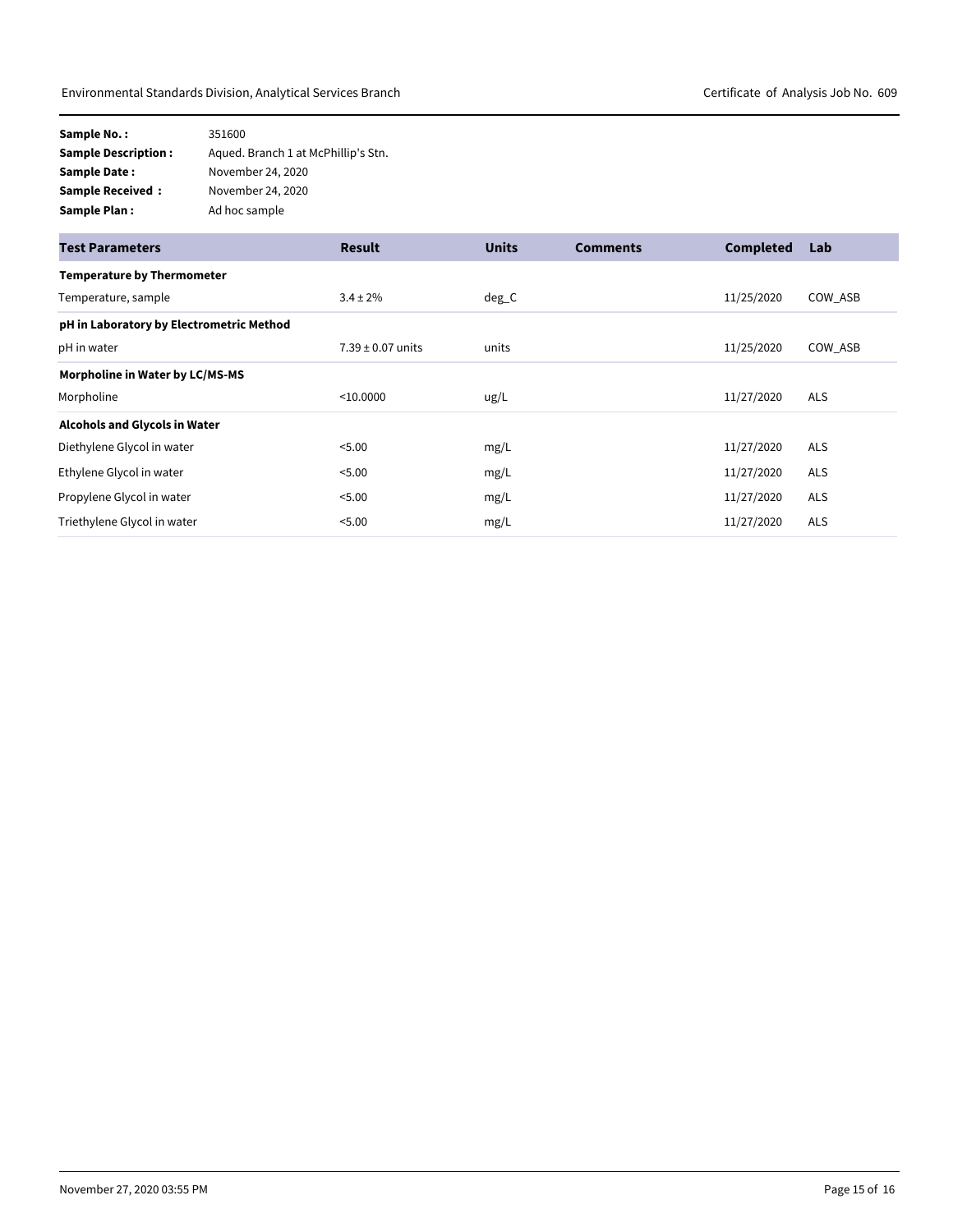**Sample No. :** 351600
**Sample Description :** Aqued. Branch 1 at McPhillip's Stn.
**Sample Date :** November 24, 2020
**Sample Received :** November 24, 2020
**Sample Plan :** Ad hoc sample

| Test Parameters | Result | Units | Comments | Completed | Lab |
|---|---|---|---|---|---|
| **Temperature by Thermometer** | | | | | |
| Temperature, sample | 3.4 ± 2% | deg_C | | 11/25/2020 | COW_ASB |
| **pH in Laboratory by Electrometric Method** | | | | | |
| pH in water | 7.39 ± 0.07 units | units | | 11/25/2020 | COW_ASB |
| **Morpholine in Water by LC/MS-MS** | | | | | |
| Morpholine | <10.0000 | ug/L | | 11/27/2020 | ALS |
| **Alcohols and Glycols in Water** | | | | | |
| Diethylene Glycol in water | <5.00 | mg/L | | 11/27/2020 | ALS |
| Ethylene Glycol in water | <5.00 | mg/L | | 11/27/2020 | ALS |
| Propylene Glycol in water | <5.00 | mg/L | | 11/27/2020 | ALS |
| Triethylene Glycol in water | <5.00 | mg/L | | 11/27/2020 | ALS |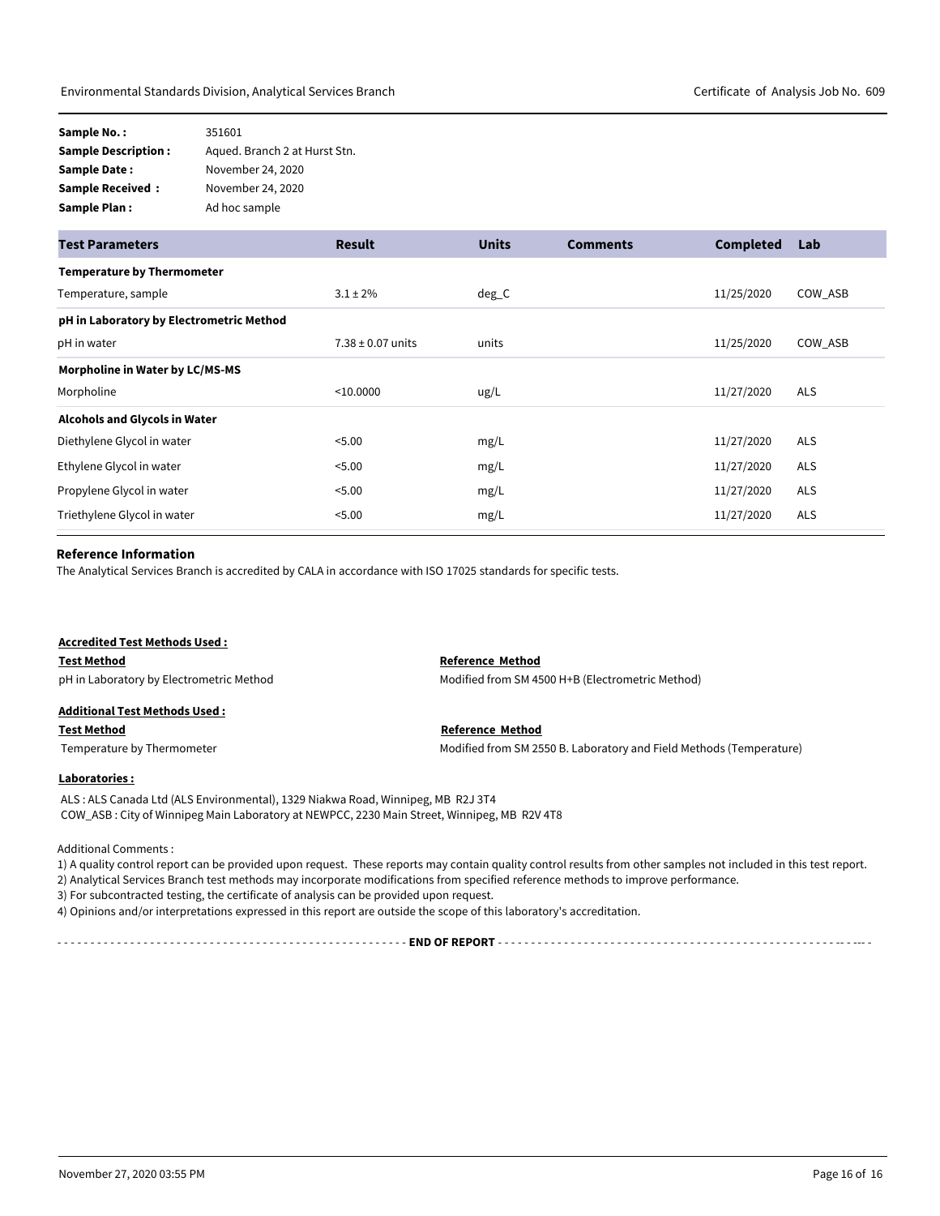| | |
|---|---|
| **Sample No. :** | 351601 |
| **Sample Description :** | Aqued. Branch 2 at Hurst Stn. |
| **Sample Date :** | November 24, 2020 |
| **Sample Received :** | November 24, 2020 |
| **Sample Plan :** | Ad hoc sample |

| Test Parameters | Result | Units | Comments | Completed | Lab |
|---|---|---|---|---|---|
| **Temperature by Thermometer** | | | | | |
| Temperature, sample | 3.1 ± 2% | deg_C | | 11/25/2020 | COW_ASB |
| **pH in Laboratory by Electrometric Method** | | | | | |
| pH in water | 7.38 ± 0.07 units | units | | 11/25/2020 | COW_ASB |
| **Morpholine in Water by LC/MS-MS** | | | | | |
| Morpholine | <10.0000 | ug/L | | 11/27/2020 | ALS |
| **Alcohols and Glycols in Water** | | | | | |
| Diethylene Glycol in water | <5.00 | mg/L | | 11/27/2020 | ALS |
| Ethylene Glycol in water | <5.00 | mg/L | | 11/27/2020 | ALS |
| Propylene Glycol in water | <5.00 | mg/L | | 11/27/2020 | ALS |
| Triethylene Glycol in water | <5.00 | mg/L | | 11/27/2020 | ALS |

**Reference Information**

The Analytical Services Branch is accredited by CALA in accordance with ISO 17025 standards for specific tests.

**Accredited Test Methods Used :**

| Test Method | Reference Method |
|---|---|
| pH in Laboratory by Electrometric Method | Modified from SM 4500 H+B (Electrometric Method) |

**Additional Test Methods Used :**

| Test Method | Reference Method |
|---|---|
| Temperature by Thermometer | Modified from SM 2550 B. Laboratory and Field Methods (Temperature) |

**Laboratories :**

ALS : ALS Canada Ltd (ALS Environmental), 1329 Niakwa Road, Winnipeg, MB R2J 3T4
COW_ASB : City of Winnipeg Main Laboratory at NEWPCC, 2230 Main Street, Winnipeg, MB R2V 4T8

Additional Comments :

1) A quality control report can be provided upon request. These reports may contain quality control results from other samples not included in this test report.
2) Analytical Services Branch test methods may incorporate modifications from specified reference methods to improve performance.
3) For subcontracted testing, the certificate of analysis can be provided upon request.
4) Opinions and/or interpretations expressed in this report are outside the scope of this laboratory's accreditation.

**END OF REPORT**